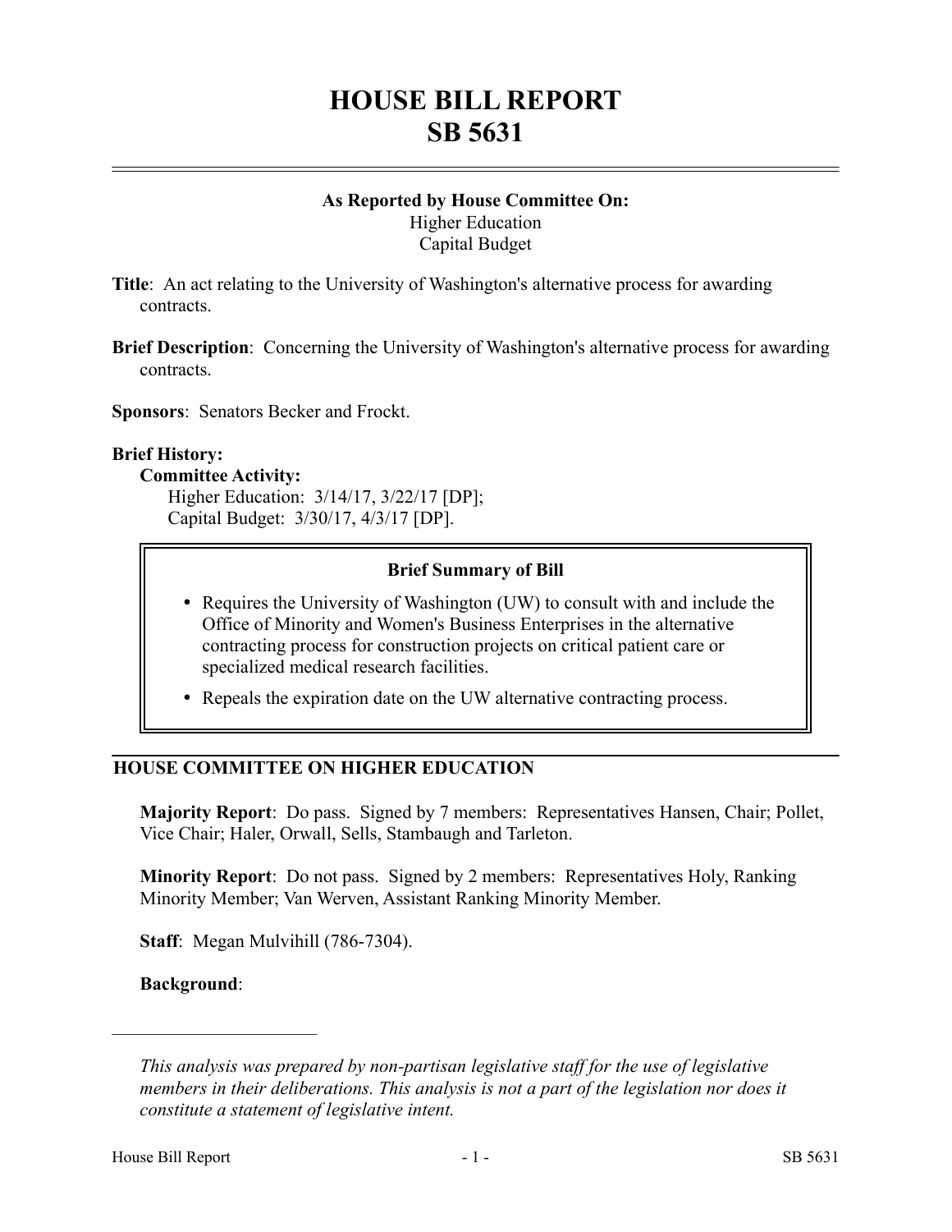# HOUSE BILL REPORT
# SB 5631

**As Reported by House Committee On:**
Higher Education
Capital Budget

**Title**: An act relating to the University of Washington's alternative process for awarding contracts.

**Brief Description**: Concerning the University of Washington's alternative process for awarding contracts.

**Sponsors**: Senators Becker and Frockt.

**Brief History:**

**Committee Activity:**
Higher Education: 3/14/17, 3/22/17 [DP];
Capital Budget: 3/30/17, 4/3/17 [DP].

**Brief Summary of Bill**

- Requires the University of Washington (UW) to consult with and include the Office of Minority and Women's Business Enterprises in the alternative contracting process for construction projects on critical patient care or specialized medical research facilities.
- Repeals the expiration date on the UW alternative contracting process.

## HOUSE COMMITTEE ON HIGHER EDUCATION

**Majority Report**: Do pass. Signed by 7 members: Representatives Hansen, Chair; Pollet, Vice Chair; Haler, Orwall, Sells, Stambaugh and Tarleton.

**Minority Report**: Do not pass. Signed by 2 members: Representatives Holy, Ranking Minority Member; Van Werven, Assistant Ranking Minority Member.

**Staff**: Megan Mulvihill (786-7304).

**Background**:

---

*This analysis was prepared by non-partisan legislative staff for the use of legislative members in their deliberations. This analysis is not a part of the legislation nor does it constitute a statement of legislative intent.*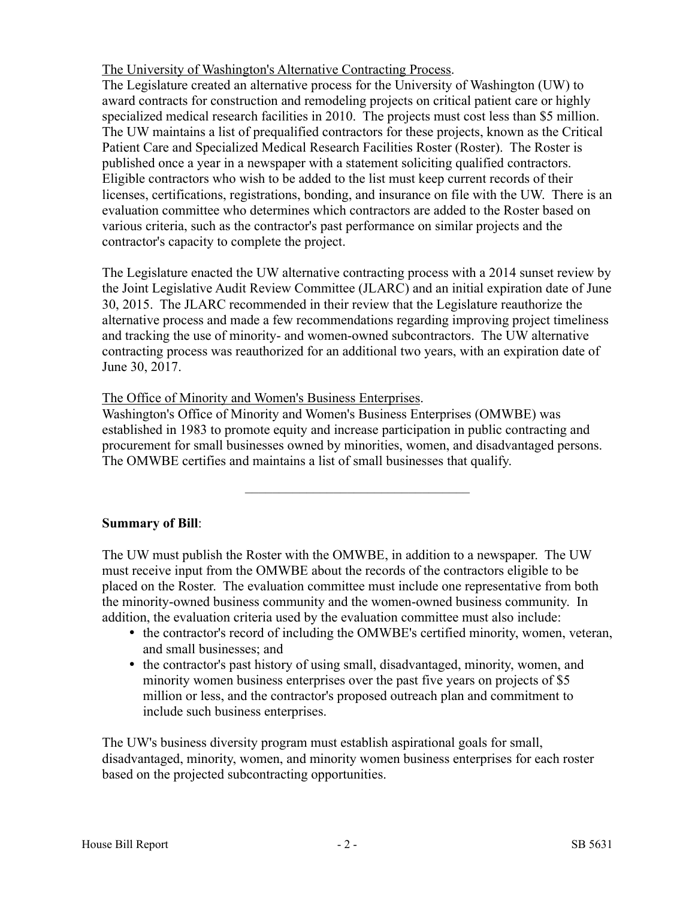The University of Washington's Alternative Contracting Process.

The Legislature created an alternative process for the University of Washington (UW) to award contracts for construction and remodeling projects on critical patient care or highly specialized medical research facilities in 2010. The projects must cost less than $5 million. The UW maintains a list of prequalified contractors for these projects, known as the Critical Patient Care and Specialized Medical Research Facilities Roster (Roster). The Roster is published once a year in a newspaper with a statement soliciting qualified contractors. Eligible contractors who wish to be added to the list must keep current records of their licenses, certifications, registrations, bonding, and insurance on file with the UW. There is an evaluation committee who determines which contractors are added to the Roster based on various criteria, such as the contractor's past performance on similar projects and the contractor's capacity to complete the project.

The Legislature enacted the UW alternative contracting process with a 2014 sunset review by the Joint Legislative Audit Review Committee (JLARC) and an initial expiration date of June 30, 2015. The JLARC recommended in their review that the Legislature reauthorize the alternative process and made a few recommendations regarding improving project timeliness and tracking the use of minority- and women-owned subcontractors. The UW alternative contracting process was reauthorized for an additional two years, with an expiration date of June 30, 2017.

The Office of Minority and Women's Business Enterprises.

Washington's Office of Minority and Women's Business Enterprises (OMWBE) was established in 1983 to promote equity and increase participation in public contracting and procurement for small businesses owned by minorities, women, and disadvantaged persons. The OMWBE certifies and maintains a list of small businesses that qualify.

---

**Summary of Bill**:

The UW must publish the Roster with the OMWBE, in addition to a newspaper. The UW must receive input from the OMWBE about the records of the contractors eligible to be placed on the Roster. The evaluation committee must include one representative from both the minority-owned business community and the women-owned business community. In addition, the evaluation criteria used by the evaluation committee must also include:

- the contractor's record of including the OMWBE's certified minority, women, veteran, and small businesses; and
- the contractor's past history of using small, disadvantaged, minority, women, and minority women business enterprises over the past five years on projects of $5 million or less, and the contractor's proposed outreach plan and commitment to include such business enterprises.

The UW's business diversity program must establish aspirational goals for small, disadvantaged, minority, women, and minority women business enterprises for each roster based on the projected subcontracting opportunities.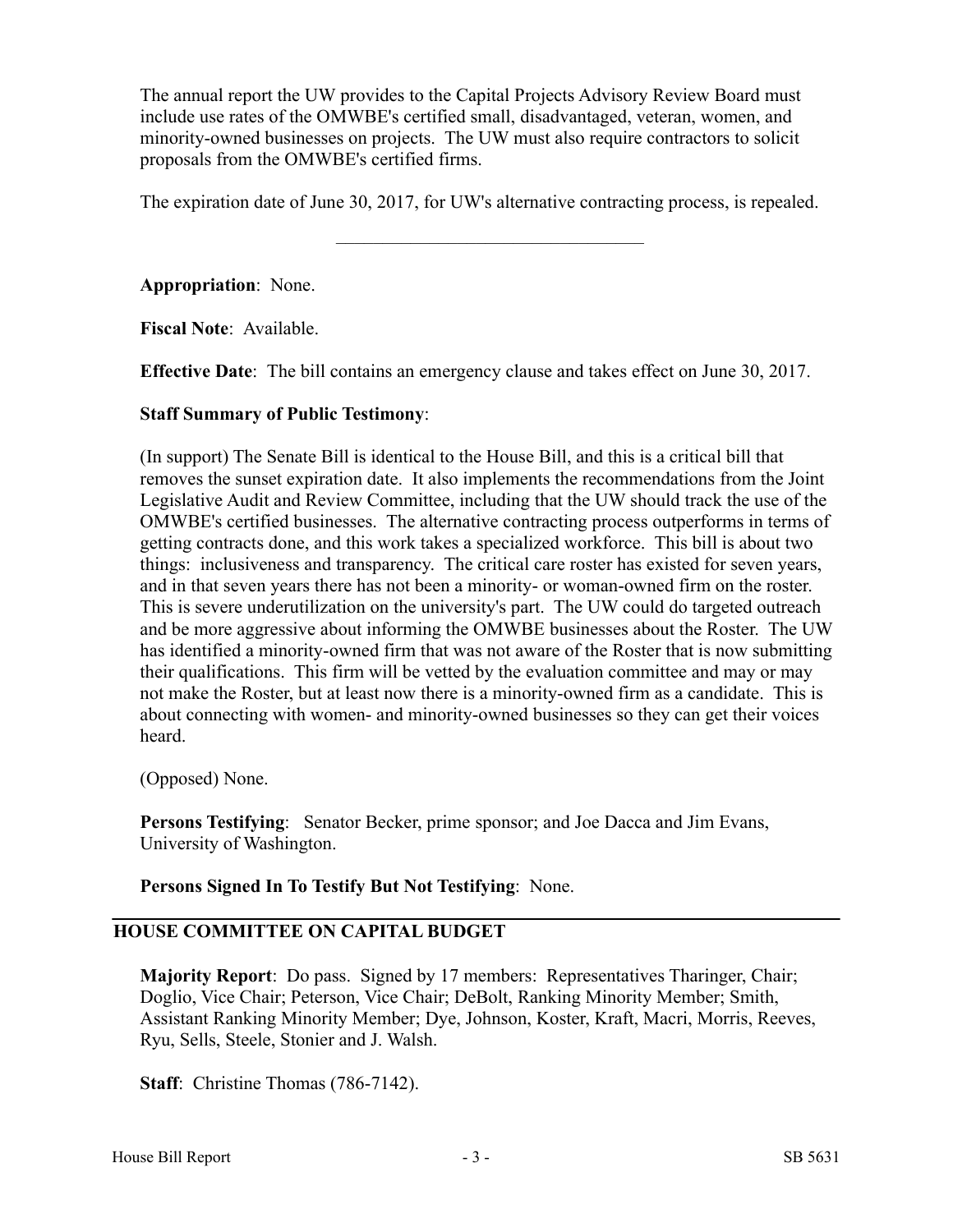The annual report the UW provides to the Capital Projects Advisory Review Board must include use rates of the OMWBE's certified small, disadvantaged, veteran, women, and minority-owned businesses on projects. The UW must also require contractors to solicit proposals from the OMWBE's certified firms.

The expiration date of June 30, 2017, for UW's alternative contracting process, is repealed.

---

**Appropriation**: None.

**Fiscal Note**: Available.

**Effective Date**: The bill contains an emergency clause and takes effect on June 30, 2017.

**Staff Summary of Public Testimony**:

(In support) The Senate Bill is identical to the House Bill, and this is a critical bill that removes the sunset expiration date. It also implements the recommendations from the Joint Legislative Audit and Review Committee, including that the UW should track the use of the OMWBE's certified businesses. The alternative contracting process outperforms in terms of getting contracts done, and this work takes a specialized workforce. This bill is about two things: inclusiveness and transparency. The critical care roster has existed for seven years, and in that seven years there has not been a minority- or woman-owned firm on the roster. This is severe underutilization on the university's part. The UW could do targeted outreach and be more aggressive about informing the OMWBE businesses about the Roster. The UW has identified a minority-owned firm that was not aware of the Roster that is now submitting their qualifications. This firm will be vetted by the evaluation committee and may or may not make the Roster, but at least now there is a minority-owned firm as a candidate. This is about connecting with women- and minority-owned businesses so they can get their voices heard.

(Opposed) None.

**Persons Testifying**: Senator Becker, prime sponsor; and Joe Dacca and Jim Evans, University of Washington.

**Persons Signed In To Testify But Not Testifying**: None.

## HOUSE COMMITTEE ON CAPITAL BUDGET

**Majority Report**: Do pass. Signed by 17 members: Representatives Tharinger, Chair; Doglio, Vice Chair; Peterson, Vice Chair; DeBolt, Ranking Minority Member; Smith, Assistant Ranking Minority Member; Dye, Johnson, Koster, Kraft, Macri, Morris, Reeves, Ryu, Sells, Steele, Stonier and J. Walsh.

**Staff**: Christine Thomas (786-7142).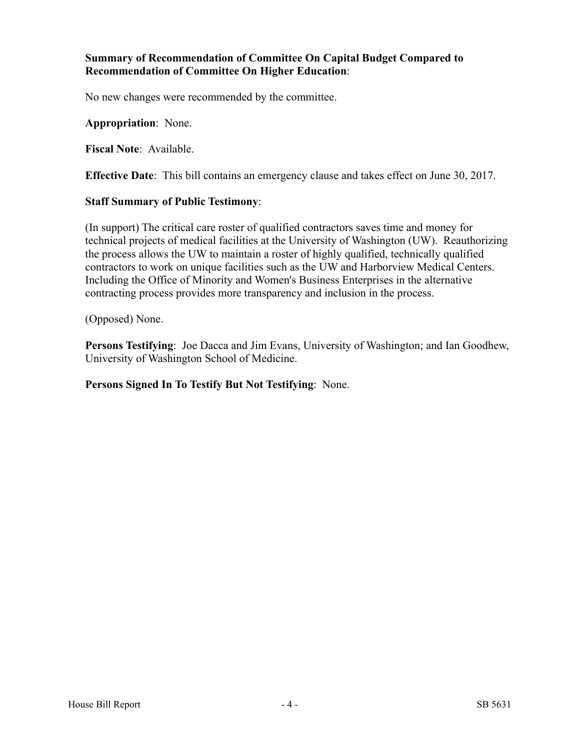**Summary of Recommendation of Committee On Capital Budget Compared to Recommendation of Committee On Higher Education**:

No new changes were recommended by the committee.

**Appropriation**: None.

**Fiscal Note**: Available.

**Effective Date**: This bill contains an emergency clause and takes effect on June 30, 2017.

**Staff Summary of Public Testimony**:

(In support) The critical care roster of qualified contractors saves time and money for technical projects of medical facilities at the University of Washington (UW). Reauthorizing the process allows the UW to maintain a roster of highly qualified, technically qualified contractors to work on unique facilities such as the UW and Harborview Medical Centers. Including the Office of Minority and Women's Business Enterprises in the alternative contracting process provides more transparency and inclusion in the process.

(Opposed) None.

**Persons Testifying**: Joe Dacca and Jim Evans, University of Washington; and Ian Goodhew, University of Washington School of Medicine.

**Persons Signed In To Testify But Not Testifying**: None.